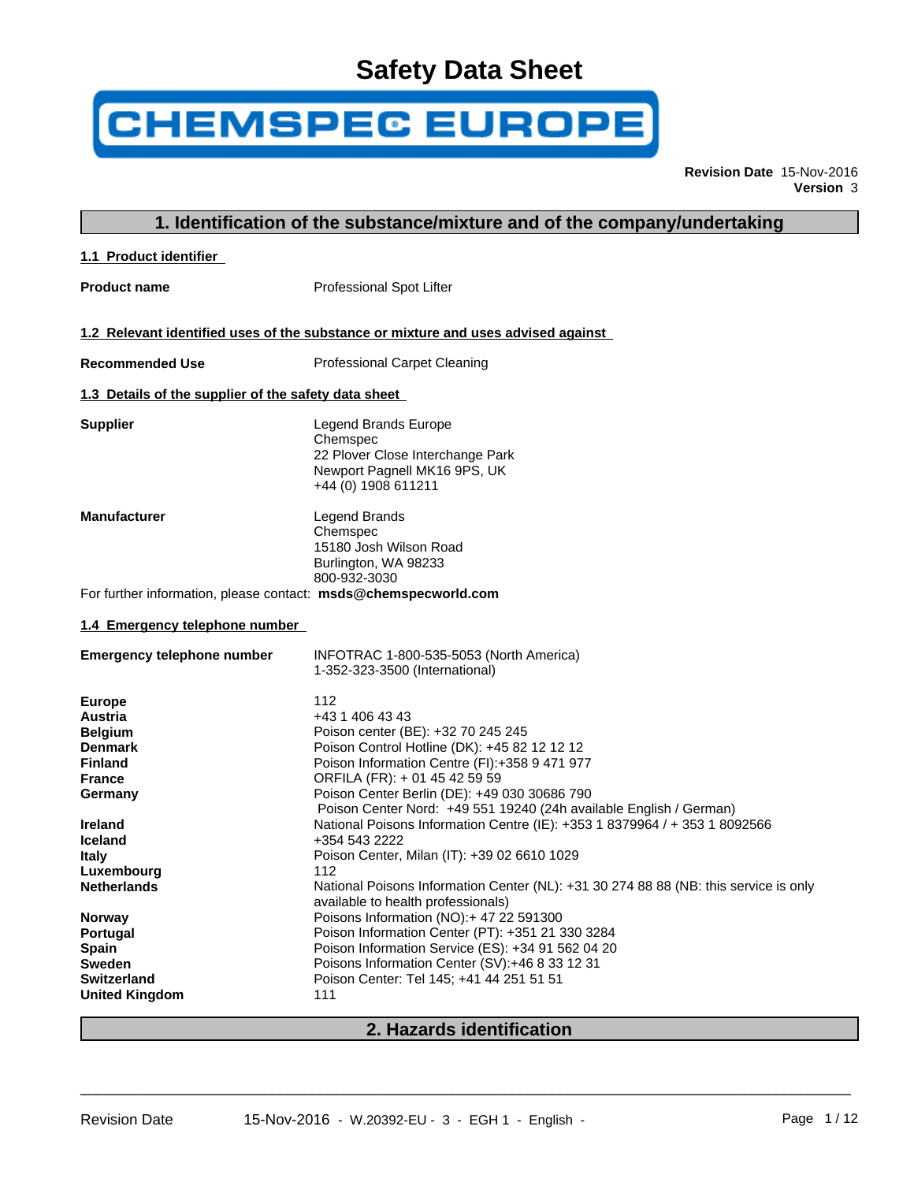# Safety Data Sheet

CHEMSPEC EUROPE

**Revision Date** 15-Nov-2016
**Version** 3

## 1. Identification of the substance/mixture and of the company/undertaking

### 1.1 Product identifier

**Product name** Professional Spot Lifter

### 1.2 Relevant identified uses of the substance or mixture and uses advised against

**Recommended Use** Professional Carpet Cleaning

### 1.3 Details of the supplier of the safety data sheet

**Supplier**
Legend Brands Europe
Chemspec
22 Plover Close Interchange Park
Newport Pagnell MK16 9PS, UK
+44 (0) 1908 611211

**Manufacturer**
Legend Brands
Chemspec
15180 Josh Wilson Road
Burlington, WA 98233
800-932-3030

For further information, please contact: **msds@chemspecworld.com**

### 1.4 Emergency telephone number

**Emergency telephone number**
INFOTRAC 1-800-535-5053 (North America)
1-352-323-3500 (International)

| | |
|---|---|
| **Europe** | 112 |
| **Austria** | +43 1 406 43 43 |
| **Belgium** | Poison center (BE): +32 70 245 245 |
| **Denmark** | Poison Control Hotline (DK): +45 82 12 12 12 |
| **Finland** | Poison Information Centre (FI):+358 9 471 977 |
| **France** | ORFILA (FR): + 01 45 42 59 59 |
| **Germany** | Poison Center Berlin (DE): +49 030 30686 790<br>Poison Center Nord: +49 551 19240 (24h available English / German) |
| **Ireland** | National Poisons Information Centre (IE): +353 1 8379964 / + 353 1 8092566 |
| **Iceland** | +354 543 2222 |
| **Italy** | Poison Center, Milan (IT): +39 02 6610 1029 |
| **Luxembourg** | 112 |
| **Netherlands** | National Poisons Information Center (NL): +31 30 274 88 88 (NB: this service is only available to health professionals) |
| **Norway** | Poisons Information (NO):+ 47 22 591300 |
| **Portugal** | Poison Information Center (PT): +351 21 330 3284 |
| **Spain** | Poison Information Service (ES): +34 91 562 04 20 |
| **Sweden** | Poisons Information Center (SV):+46 8 33 12 31 |
| **Switzerland** | Poison Center: Tel 145; +41 44 251 51 51 |
| **United Kingdom** | 111 |

## 2. Hazards identification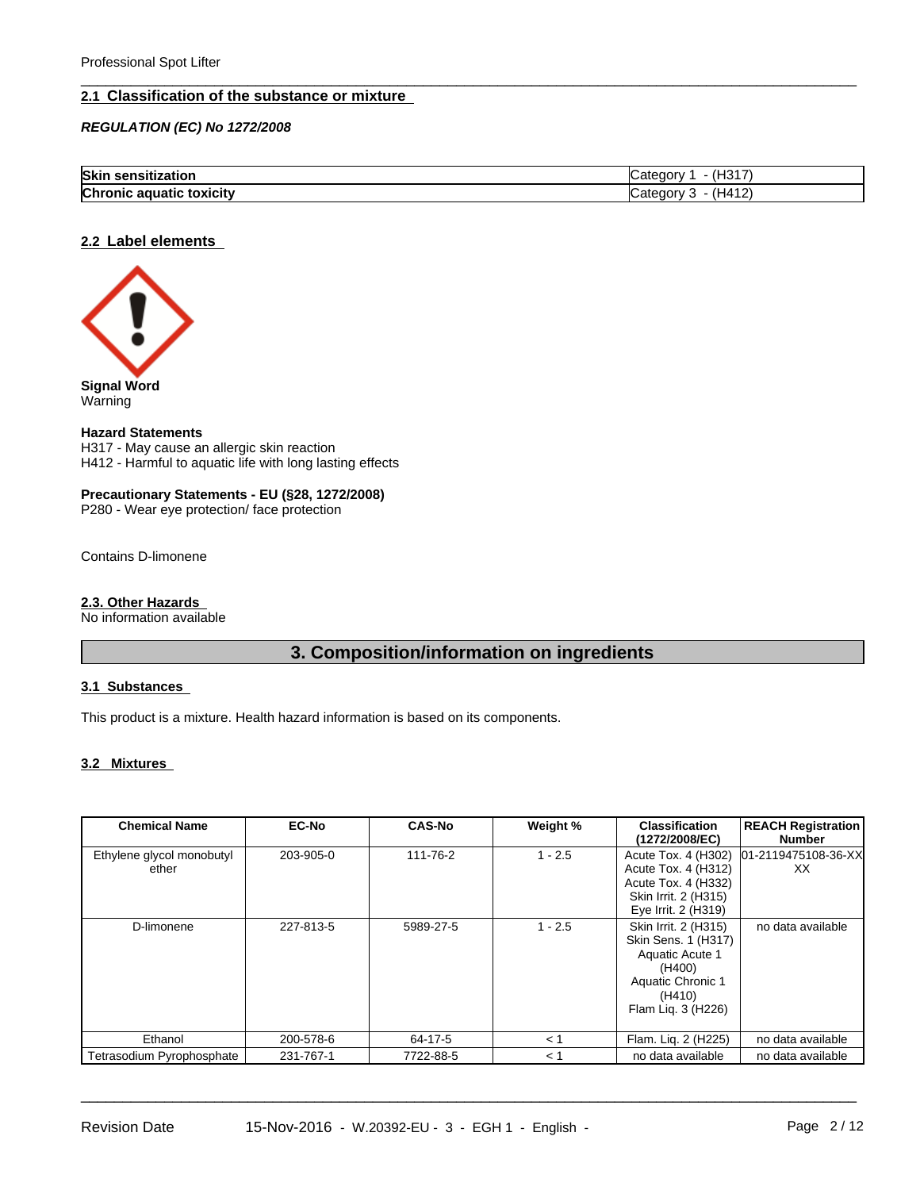## 2.1 Classification of the substance or mixture

***REGULATION (EC) No 1272/2008***

| | |
|---|---|
| **Skin sensitization** | Category 1 - (H317) |
| **Chronic aquatic toxicity** | Category 3 - (H412) |

## 2.2 Label elements

**Signal Word**
Warning

**Hazard Statements**
H317 - May cause an allergic skin reaction
H412 - Harmful to aquatic life with long lasting effects

**Precautionary Statements - EU (§28, 1272/2008)**
P280 - Wear eye protection/ face protection

Contains D-limonene

## 2.3. Other Hazards

No information available

# 3. Composition/information on ingredients

## 3.1 Substances

This product is a mixture. Health hazard information is based on its components.

## 3.2 Mixtures

| Chemical Name | EC-No | CAS-No | Weight % | Classification (1272/2008/EC) | REACH Registration Number |
|---|---|---|---|---|---|
| Ethylene glycol monobutyl ether | 203-905-0 | 111-76-2 | 1 - 2.5 | Acute Tox. 4 (H302) Acute Tox. 4 (H312) Acute Tox. 4 (H332) Skin Irrit. 2 (H315) Eye Irrit. 2 (H319) | 01-2119475108-36-XX XX |
| D-limonene | 227-813-5 | 5989-27-5 | 1 - 2.5 | Skin Irrit. 2 (H315) Skin Sens. 1 (H317) Aquatic Acute 1 (H400) Aquatic Chronic 1 (H410) Flam Liq. 3 (H226) | no data available |
| Ethanol | 200-578-6 | 64-17-5 | < 1 | Flam. Liq. 2 (H225) | no data available |
| Tetrasodium Pyrophosphate | 231-767-1 | 7722-88-5 | < 1 | no data available | no data available |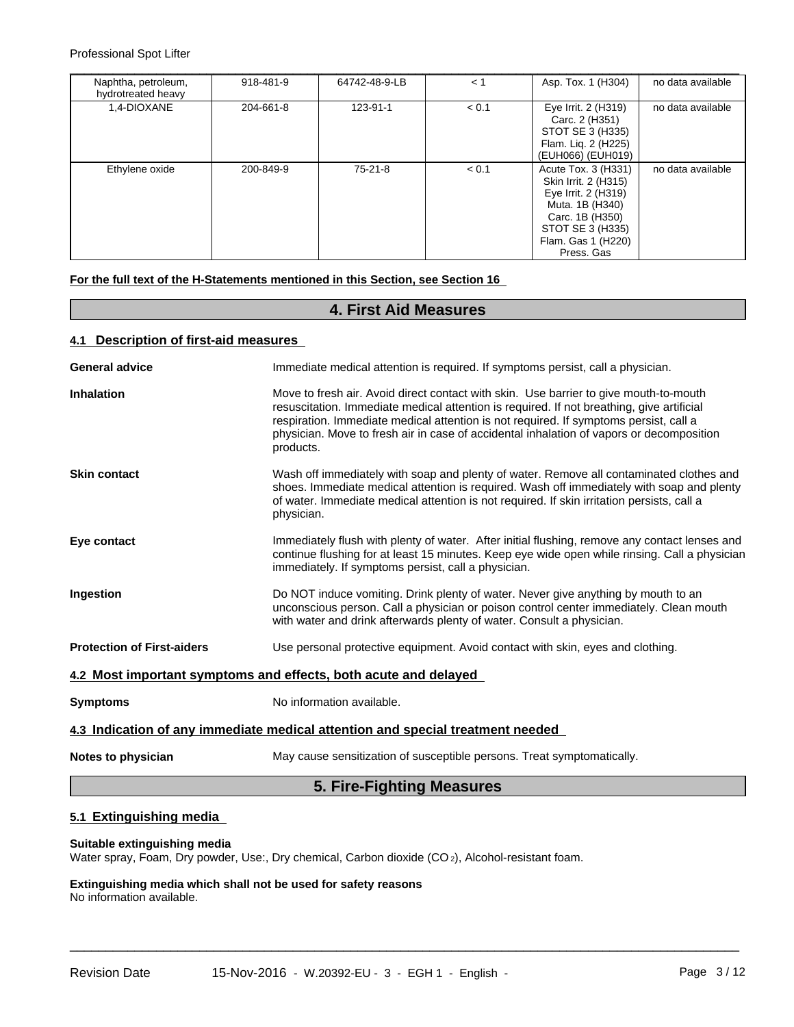| | | | | | |
|---|---|---|---|---|---|
| Naphtha, petroleum, hydrotreated heavy | 918-481-9 | 64742-48-9-LB | < 1 | Asp. Tox. 1 (H304) | no data available |
| 1,4-DIOXANE | 204-661-8 | 123-91-1 | < 0.1 | Eye Irrit. 2 (H319) Carc. 2 (H351) STOT SE 3 (H335) Flam. Liq. 2 (H225) (EUH066) (EUH019) | no data available |
| Ethylene oxide | 200-849-9 | 75-21-8 | < 0.1 | Acute Tox. 3 (H331) Skin Irrit. 2 (H315) Eye Irrit. 2 (H319) Muta. 1B (H340) Carc. 1B (H350) STOT SE 3 (H335) Flam. Gas 1 (H220) Press. Gas | no data available |

**For the full text of the H-Statements mentioned in this Section, see Section 16**

# 4. First Aid Measures

## 4.1 Description of first-aid measures

**General advice** Immediate medical attention is required. If symptoms persist, call a physician.

**Inhalation** Move to fresh air. Avoid direct contact with skin. Use barrier to give mouth-to-mouth resuscitation. Immediate medical attention is required. If not breathing, give artificial respiration. Immediate medical attention is not required. If symptoms persist, call a physician. Move to fresh air in case of accidental inhalation of vapors or decomposition products.

**Skin contact** Wash off immediately with soap and plenty of water. Remove all contaminated clothes and shoes. Immediate medical attention is required. Wash off immediately with soap and plenty of water. Immediate medical attention is not required. If skin irritation persists, call a physician.

**Eye contact** Immediately flush with plenty of water. After initial flushing, remove any contact lenses and continue flushing for at least 15 minutes. Keep eye wide open while rinsing. Call a physician immediately. If symptoms persist, call a physician.

**Ingestion** Do NOT induce vomiting. Drink plenty of water. Never give anything by mouth to an unconscious person. Call a physician or poison control center immediately. Clean mouth with water and drink afterwards plenty of water. Consult a physician.

**Protection of First-aiders** Use personal protective equipment. Avoid contact with skin, eyes and clothing.

## 4.2 Most important symptoms and effects, both acute and delayed

**Symptoms** No information available.

## 4.3 Indication of any immediate medical attention and special treatment needed

**Notes to physician** May cause sensitization of susceptible persons. Treat symptomatically.

# 5. Fire-Fighting Measures

## 5.1 Extinguishing media

**Suitable extinguishing media**
Water spray, Foam, Dry powder, Use:, Dry chemical, Carbon dioxide ($CO_2$), Alcohol-resistant foam.

**Extinguishing media which shall not be used for safety reasons**
No information available.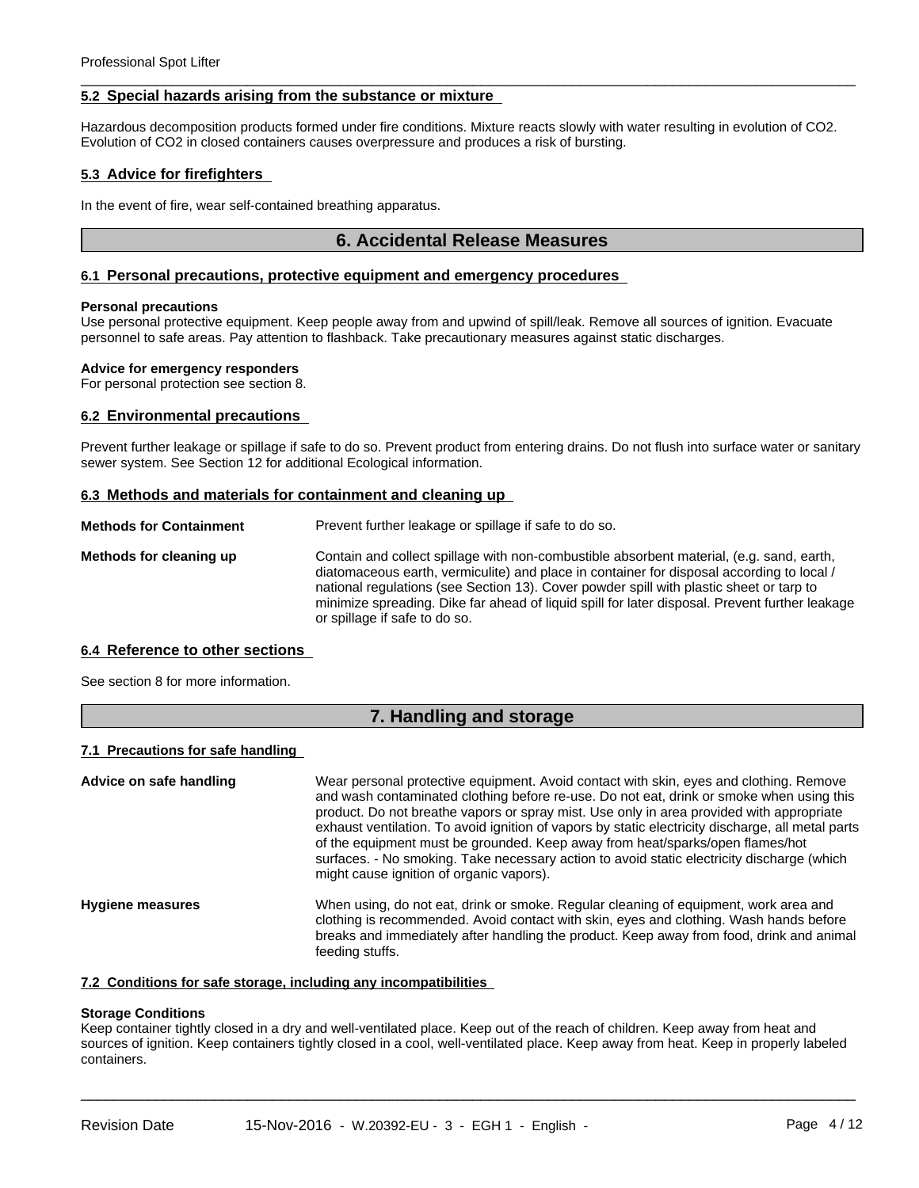### 5.2 Special hazards arising from the substance or mixture

Hazardous decomposition products formed under fire conditions. Mixture reacts slowly with water resulting in evolution of $CO_2$. Evolution of $CO_2$ in closed containers causes overpressure and produces a risk of bursting.

### 5.3 Advice for firefighters

In the event of fire, wear self-contained breathing apparatus.

## 6. Accidental Release Measures

### 6.1 Personal precautions, protective equipment and emergency procedures

**Personal precautions**
Use personal protective equipment. Keep people away from and upwind of spill/leak. Remove all sources of ignition. Evacuate personnel to safe areas. Pay attention to flashback. Take precautionary measures against static discharges.

**Advice for emergency responders**
For personal protection see section 8.

### 6.2 Environmental precautions

Prevent further leakage or spillage if safe to do so. Prevent product from entering drains. Do not flush into surface water or sanitary sewer system. See Section 12 for additional Ecological information.

### 6.3 Methods and materials for containment and cleaning up

**Methods for Containment** Prevent further leakage or spillage if safe to do so.

**Methods for cleaning up** Contain and collect spillage with non-combustible absorbent material, (e.g. sand, earth, diatomaceous earth, vermiculite) and place in container for disposal according to local / national regulations (see Section 13). Cover powder spill with plastic sheet or tarp to minimize spreading. Dike far ahead of liquid spill for later disposal. Prevent further leakage or spillage if safe to do so.

### 6.4 Reference to other sections

See section 8 for more information.

## 7. Handling and storage

### 7.1 Precautions for safe handling

**Advice on safe handling** Wear personal protective equipment. Avoid contact with skin, eyes and clothing. Remove and wash contaminated clothing before re-use. Do not eat, drink or smoke when using this product. Do not breathe vapors or spray mist. Use only in area provided with appropriate exhaust ventilation. To avoid ignition of vapors by static electricity discharge, all metal parts of the equipment must be grounded. Keep away from heat/sparks/open flames/hot surfaces. - No smoking. Take necessary action to avoid static electricity discharge (which might cause ignition of organic vapors).

**Hygiene measures** When using, do not eat, drink or smoke. Regular cleaning of equipment, work area and clothing is recommended. Avoid contact with skin, eyes and clothing. Wash hands before breaks and immediately after handling the product. Keep away from food, drink and animal feeding stuffs.

### 7.2 Conditions for safe storage, including any incompatibilities

**Storage Conditions**
Keep container tightly closed in a dry and well-ventilated place. Keep out of the reach of children. Keep away from heat and sources of ignition. Keep containers tightly closed in a cool, well-ventilated place. Keep away from heat. Keep in properly labeled containers.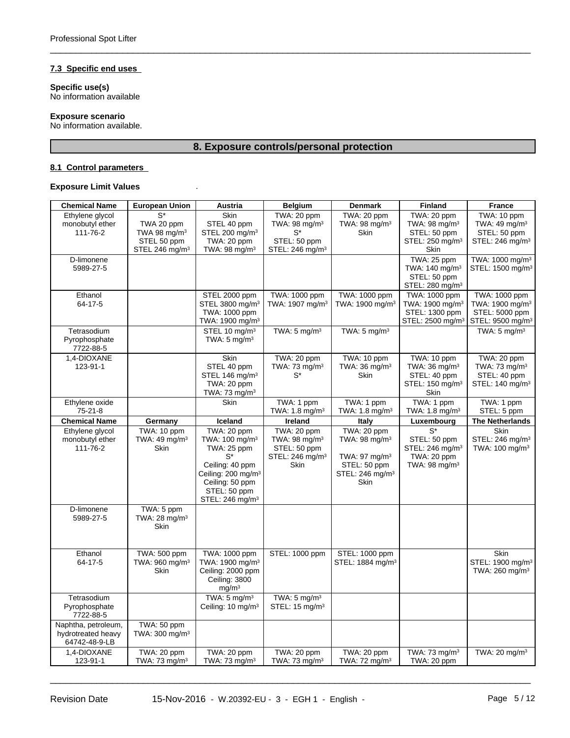#### 7.3 Specific end uses

**Specific use(s)**
No information available

**Exposure scenario**
No information available.

## 8. Exposure controls/personal protection

#### 8.1 Control parameters

**Exposure Limit Values** .

| Chemical Name | European Union | Austria | Belgium | Denmark | Finland | France |
|---|---|---|---|---|---|---|
| Ethylene glycol monobutyl ether 111-76-2 | S* TWA 20 ppm TWA 98 mg/m³ STEL 50 ppm STEL 246 mg/m³ | Skin STEL 40 ppm STEL 200 mg/m³ TWA: 20 ppm TWA: 98 mg/m³ | TWA: 20 ppm TWA: 98 mg/m³ S* STEL: 50 ppm STEL: 246 mg/m³ | TWA: 20 ppm TWA: 98 mg/m³ Skin | TWA: 20 ppm TWA: 98 mg/m³ STEL: 50 ppm STEL: 250 mg/m³ Skin | TWA: 10 ppm TWA: 49 mg/m³ STEL: 50 ppm STEL: 246 mg/m³ |
| D-limonene 5989-27-5 | | | | | TWA: 25 ppm TWA: 140 mg/m³ STEL: 50 ppm STEL: 280 mg/m³ | TWA: 1000 mg/m³ STEL: 1500 mg/m³ |
| Ethanol 64-17-5 | | STEL 2000 ppm STEL 3800 mg/m³ TWA: 1000 ppm TWA: 1900 mg/m³ | TWA: 1000 ppm TWA: 1907 mg/m³ | TWA: 1000 ppm TWA: 1900 mg/m³ | TWA: 1000 ppm TWA: 1900 mg/m³ STEL: 1300 ppm STEL: 2500 mg/m³ | TWA: 1000 ppm TWA: 1900 mg/m³ STEL: 5000 ppm STEL: 9500 mg/m³ |
| Tetrasodium Pyrophosphate 7722-88-5 | | STEL 10 mg/m³ TWA: 5 mg/m³ | TWA: 5 mg/m³ | TWA: 5 mg/m³ | | TWA: 5 mg/m³ |
| 1,4-DIOXANE 123-91-1 | | Skin STEL 40 ppm STEL 146 mg/m³ TWA: 20 ppm TWA: 73 mg/m³ | TWA: 20 ppm TWA: 73 mg/m³ S* | TWA: 10 ppm TWA: 36 mg/m³ Skin | TWA: 10 ppm TWA: 36 mg/m³ STEL: 40 ppm STEL: 150 mg/m³ Skin | TWA: 20 ppm TWA: 73 mg/m³ STEL: 40 ppm STEL: 140 mg/m³ |
| Ethylene oxide 75-21-8 | | Skin | TWA: 1 ppm TWA: 1.8 mg/m³ | TWA: 1 ppm TWA: 1.8 mg/m³ | TWA: 1 ppm TWA: 1.8 mg/m³ | TWA: 1 ppm STEL: 5 ppm |

| Chemical Name | Germany | Iceland | Ireland | Italy | Luxembourg | The Netherlands |
|---|---|---|---|---|---|---|
| Ethylene glycol monobutyl ether 111-76-2 | TWA: 10 ppm TWA: 49 mg/m³ Skin | TWA: 20 ppm TWA: 100 mg/m³ TWA: 25 ppm S* Ceiling: 40 ppm Ceiling: 200 mg/m³ Ceiling: 50 ppm STEL: 50 ppm STEL: 246 mg/m³ | TWA: 20 ppm TWA: 98 mg/m³ STEL: 50 ppm STEL: 246 mg/m³ Skin | TWA: 20 ppm TWA: 98 mg/m³ TWA: 97 mg/m³ STEL: 50 ppm STEL: 246 mg/m³ Skin | S* STEL: 50 ppm STEL: 246 mg/m³ TWA: 20 ppm TWA: 98 mg/m³ | Skin STEL: 246 mg/m³ TWA: 100 mg/m³ |
| D-limonene 5989-27-5 | TWA: 5 ppm TWA: 28 mg/m³ Skin | | | | | |
| Ethanol 64-17-5 | TWA: 500 ppm TWA: 960 mg/m³ Skin | TWA: 1000 ppm TWA: 1900 mg/m³ Ceiling: 2000 ppm Ceiling: 3800 mg/m³ | STEL: 1000 ppm | STEL: 1000 ppm STEL: 1884 mg/m³ | | Skin STEL: 1900 mg/m³ TWA: 260 mg/m³ |
| Tetrasodium Pyrophosphate 7722-88-5 | | TWA: 5 mg/m³ Ceiling: 10 mg/m³ | TWA: 5 mg/m³ STEL: 15 mg/m³ | | | |
| Naphtha, petroleum, hydrotreated heavy 64742-48-9-LB | TWA: 50 ppm TWA: 300 mg/m³ | | | | | |
| 1,4-DIOXANE 123-91-1 | TWA: 20 ppm TWA: 73 mg/m³ | TWA: 20 ppm TWA: 73 mg/m³ | TWA: 20 ppm TWA: 73 mg/m³ | TWA: 20 ppm TWA: 72 mg/m³ | TWA: 73 mg/m³ TWA: 20 ppm | TWA: 20 mg/m³ |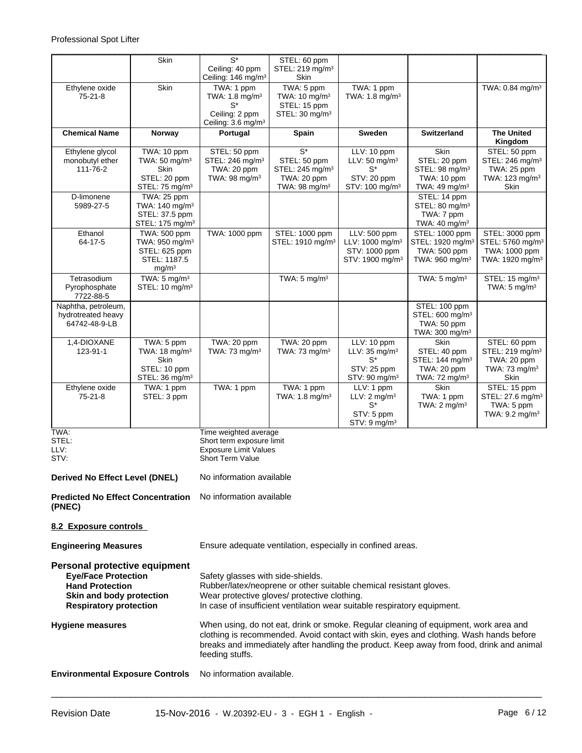| | Skin | S*<br>Ceiling: 40 ppm<br>Ceiling: 146 mg/m³ | STEL: 60 ppm<br>STEL: 219 mg/m³<br>Skin | | | |
|---|---|---|---|---|---|---|
| Ethylene oxide<br>75-21-8 | Skin | TWA: 1 ppm<br>TWA: 1.8 mg/m³<br>S*<br>Ceiling: 2 ppm<br>Ceiling: 3.6 mg/m³ | TWA: 5 ppm<br>TWA: 10 mg/m³<br>STEL: 15 ppm<br>STEL: 30 mg/m³ | TWA: 1 ppm<br>TWA: 1.8 mg/m³ | | TWA: 0.84 mg/m³ |

| Chemical Name | Norway | Portugal | Spain | Sweden | Switzerland | The United Kingdom |
|---|---|---|---|---|---|---|
| Ethylene glycol monobutyl ether<br>111-76-2 | TWA: 10 ppm<br>TWA: 50 mg/m³<br>Skin<br>STEL: 20 ppm<br>STEL: 75 mg/m³ | STEL: 50 ppm<br>STEL: 246 mg/m³<br>TWA: 20 ppm<br>TWA: 98 mg/m³ | S*<br>STEL: 50 ppm<br>STEL: 245 mg/m³<br>TWA: 20 ppm<br>TWA: 98 mg/m³ | LLV: 10 ppm<br>LLV: 50 mg/m³<br>S*<br>STV: 20 ppm<br>STV: 100 mg/m³ | Skin<br>STEL: 20 ppm<br>STEL: 98 mg/m³<br>TWA: 10 ppm<br>TWA: 49 mg/m³ | STEL: 50 ppm<br>STEL: 246 mg/m³<br>TWA: 25 ppm<br>TWA: 123 mg/m³<br>Skin |
| D-limonene<br>5989-27-5 | TWA: 25 ppm<br>TWA: 140 mg/m³<br>STEL: 37.5 ppm<br>STEL: 175 mg/m³ | | | | STEL: 14 ppm<br>STEL: 80 mg/m³<br>TWA: 7 ppm<br>TWA: 40 mg/m³ | |
| Ethanol<br>64-17-5 | TWA: 500 ppm<br>TWA: 950 mg/m³<br>STEL: 625 ppm<br>STEL: 1187.5 mg/m³ | TWA: 1000 ppm | STEL: 1000 ppm<br>STEL: 1910 mg/m³ | LLV: 500 ppm<br>LLV: 1000 mg/m³<br>STV: 1000 ppm<br>STV: 1900 mg/m³ | STEL: 1000 ppm<br>STEL: 1920 mg/m³<br>TWA: 500 ppm<br>TWA: 960 mg/m³ | STEL: 3000 ppm<br>STEL: 5760 mg/m³<br>TWA: 1000 ppm<br>TWA: 1920 mg/m³ |
| Tetrasodium Pyrophosphate<br>7722-88-5 | TWA: 5 mg/m³<br>STEL: 10 mg/m³ | | TWA: 5 mg/m³ | | TWA: 5 mg/m³ | STEL: 15 mg/m³<br>TWA: 5 mg/m³ |
| Naphtha, petroleum, hydrotreated heavy<br>64742-48-9-LB | | | | | STEL: 100 ppm<br>STEL: 600 mg/m³<br>TWA: 50 ppm<br>TWA: 300 mg/m³ | |
| 1,4-DIOXANE<br>123-91-1 | TWA: 5 ppm<br>TWA: 18 mg/m³<br>Skin<br>STEL: 10 ppm<br>STEL: 36 mg/m³ | TWA: 20 ppm<br>TWA: 73 mg/m³ | TWA: 20 ppm<br>TWA: 73 mg/m³ | LLV: 10 ppm<br>LLV: 35 mg/m³<br>S*<br>STV: 25 ppm<br>STV: 90 mg/m³ | Skin<br>STEL: 40 ppm<br>STEL: 144 mg/m³<br>TWA: 20 ppm<br>TWA: 72 mg/m³ | STEL: 60 ppm<br>STEL: 219 mg/m³<br>TWA: 20 ppm<br>TWA: 73 mg/m³<br>Skin |
| Ethylene oxide<br>75-21-8 | TWA: 1 ppm<br>STEL: 3 ppm | TWA: 1 ppm | TWA: 1 ppm<br>TWA: 1.8 mg/m³ | LLV: 1 ppm<br>LLV: 2 mg/m³<br>S*<br>STV: 5 ppm<br>STV: 9 mg/m³ | Skin<br>TWA: 1 ppm<br>TWA: 2 mg/m³ | STEL: 15 ppm<br>STEL: 27.6 mg/m³<br>TWA: 5 ppm<br>TWA: 9.2 mg/m³ |

TWA: Time weighted average
STEL: Short term exposure limit
LLV: Exposure Limit Values
STV: Short Term Value

**Derived No Effect Level (DNEL)** No information available

**Predicted No Effect Concentration (PNEC)** No information available

### 8.2 Exposure controls

**Engineering Measures** Ensure adequate ventilation, especially in confined areas.

### Personal protective equipment

**Eye/Face Protection** Safety glasses with side-shields.
**Hand Protection** Rubber/latex/neoprene or other suitable chemical resistant gloves.
**Skin and body protection** Wear protective gloves/ protective clothing.
**Respiratory protection** In case of insufficient ventilation wear suitable respiratory equipment.

**Hygiene measures** When using, do not eat, drink or smoke. Regular cleaning of equipment, work area and clothing is recommended. Avoid contact with skin, eyes and clothing. Wash hands before breaks and immediately after handling the product. Keep away from food, drink and animal feeding stuffs.

**Environmental Exposure Controls** No information available.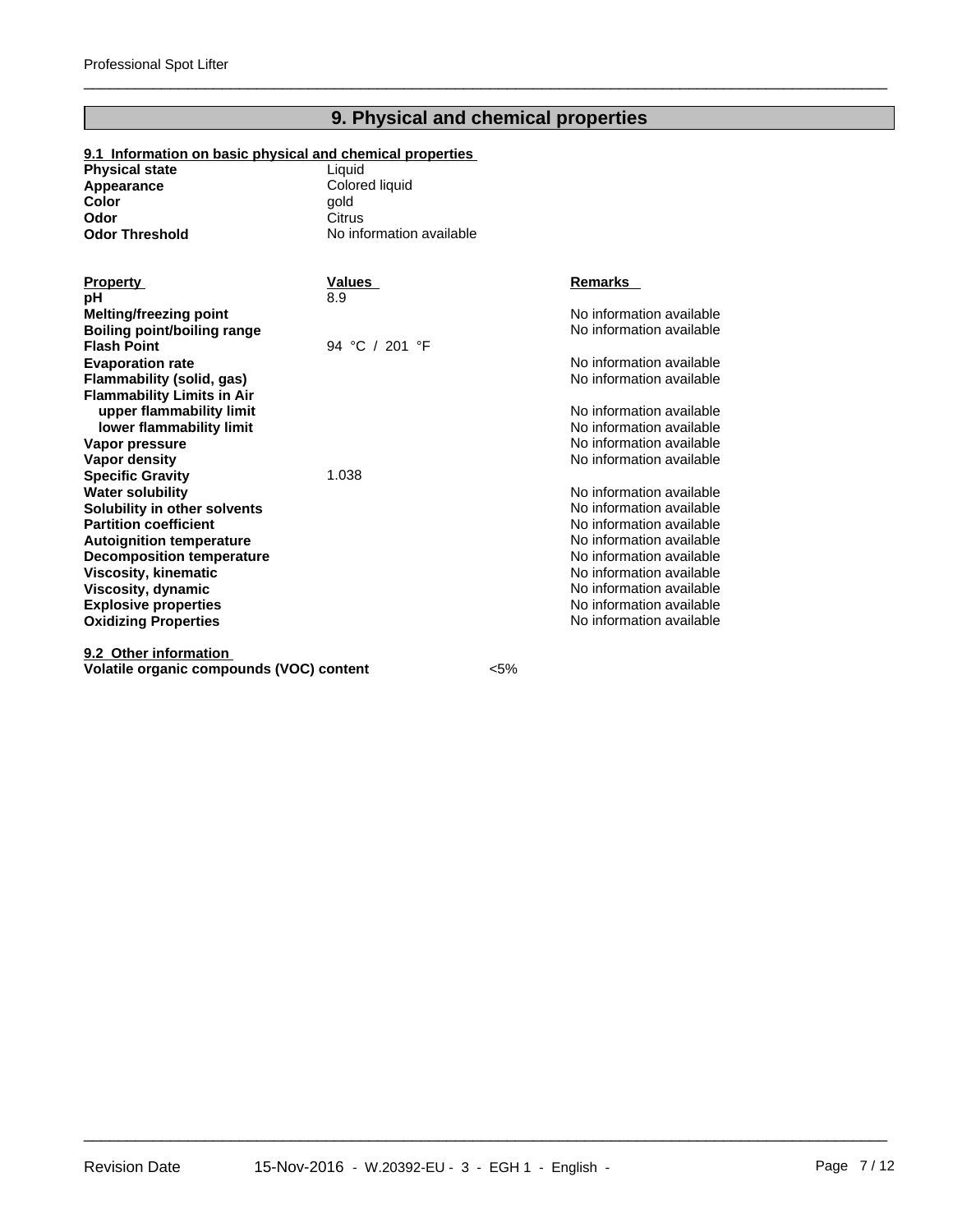## 9. Physical and chemical properties

**9.1 Information on basic physical and chemical properties**

| | |
|---|---|
| **Physical state** | Liquid |
| **Appearance** | Colored liquid |
| **Color** | gold |
| **Odor** | Citrus |
| **Odor Threshold** | No information available |

| Property | Values | Remarks |
|---|---|---|
| **pH** | 8.9 | |
| **Melting/freezing point** | | No information available |
| **Boiling point/boiling range** | | No information available |
| **Flash Point** | 94 °C / 201 °F | |
| **Evaporation rate** | | No information available |
| **Flammability (solid, gas)** | | No information available |
| **Flammability Limits in Air** | | |
| **upper flammability limit** | | No information available |
| **lower flammability limit** | | No information available |
| **Vapor pressure** | | No information available |
| **Vapor density** | | No information available |
| **Specific Gravity** | 1.038 | |
| **Water solubility** | | No information available |
| **Solubility in other solvents** | | No information available |
| **Partition coefficient** | | No information available |
| **Autoignition temperature** | | No information available |
| **Decomposition temperature** | | No information available |
| **Viscosity, kinematic** | | No information available |
| **Viscosity, dynamic** | | No information available |
| **Explosive properties** | | No information available |
| **Oxidizing Properties** | | No information available |

**9.2 Other information**

**Volatile organic compounds (VOC) content** <5%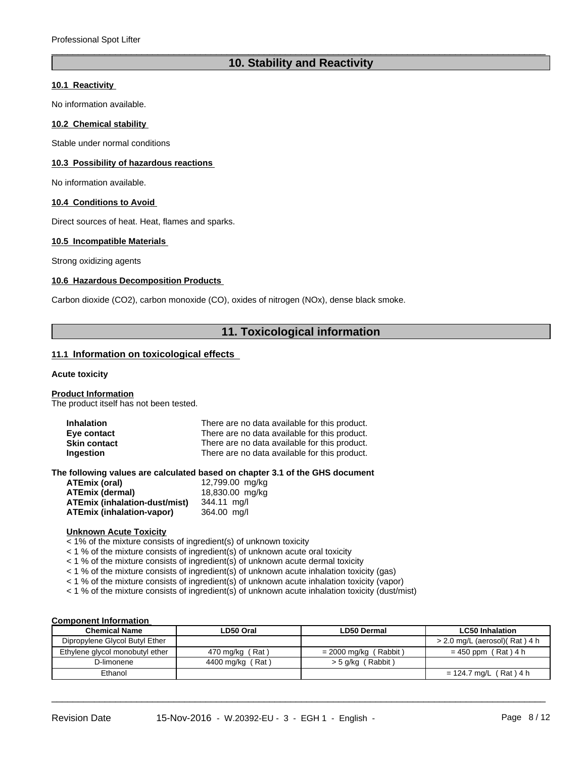## 10. Stability and Reactivity

### 10.1 Reactivity

No information available.

### 10.2 Chemical stability

Stable under normal conditions

### 10.3 Possibility of hazardous reactions

No information available.

### 10.4 Conditions to Avoid

Direct sources of heat. Heat, flames and sparks.

### 10.5 Incompatible Materials

Strong oxidizing agents

### 10.6 Hazardous Decomposition Products

Carbon dioxide ($CO_2$), carbon monoxide (CO), oxides of nitrogen (NOx), dense black smoke.

## 11. Toxicological information

### 11.1 Information on toxicological effects

**Acute toxicity**

**Product Information**

The product itself has not been tested.

| | |
|---|---|
| **Inhalation** | There are no data available for this product. |
| **Eye contact** | There are no data available for this product. |
| **Skin contact** | There are no data available for this product. |
| **Ingestion** | There are no data available for this product. |

**The following values are calculated based on chapter 3.1 of the GHS document**

| | |
|---|---|
| **ATEmix (oral)** | 12,799.00 mg/kg |
| **ATEmix (dermal)** | 18,830.00 mg/kg |
| **ATEmix (inhalation-dust/mist)** | 344.11 mg/l |
| **ATEmix (inhalation-vapor)** | 364.00 mg/l |

**Unknown Acute Toxicity**

< 1% of the mixture consists of ingredient(s) of unknown toxicity
< 1 % of the mixture consists of ingredient(s) of unknown acute oral toxicity
< 1 % of the mixture consists of ingredient(s) of unknown acute dermal toxicity
< 1 % of the mixture consists of ingredient(s) of unknown acute inhalation toxicity (gas)
< 1 % of the mixture consists of ingredient(s) of unknown acute inhalation toxicity (vapor)
< 1 % of the mixture consists of ingredient(s) of unknown acute inhalation toxicity (dust/mist)

**Component Information**

| Chemical Name | LD50 Oral | LD50 Dermal | LC50 Inhalation |
|---|---|---|---|
| Dipropylene Glycol Butyl Ether | | | > 2.0 mg/L (aerosol)( Rat ) 4 h |
| Ethylene glycol monobutyl ether | 470 mg/kg ( Rat ) | = 2000 mg/kg ( Rabbit ) | = 450 ppm ( Rat ) 4 h |
| D-limonene | 4400 mg/kg ( Rat ) | > 5 g/kg ( Rabbit ) | |
| Ethanol | | | = 124.7 mg/L ( Rat ) 4 h |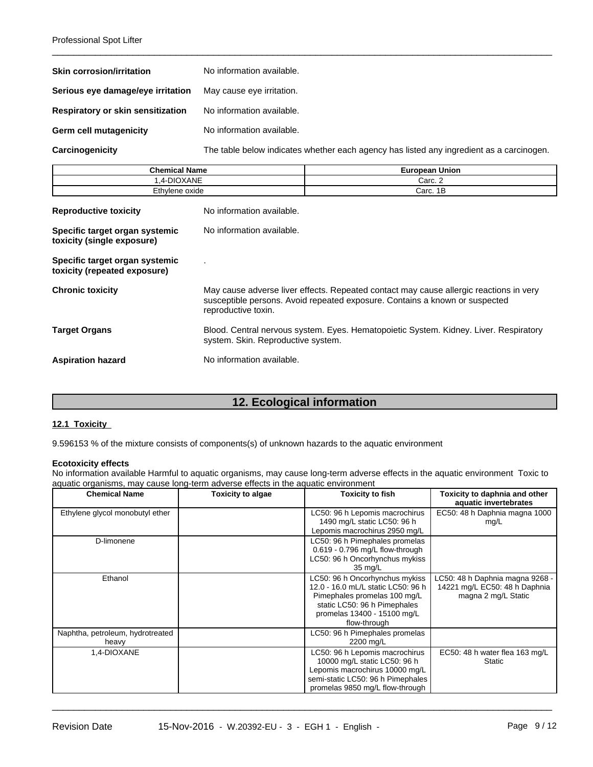**Skin corrosion/irritation** No information available.

**Serious eye damage/eye irritation** May cause eye irritation.

**Respiratory or skin sensitization** No information available.

**Germ cell mutagenicity** No information available.

**Carcinogenicity** The table below indicates whether each agency has listed any ingredient as a carcinogen.

| Chemical Name | European Union |
|---|---|
| 1,4-DIOXANE | Carc. 2 |
| Ethylene oxide | Carc. 1B |

**Reproductive toxicity** No information available.

**Specific target organ systemic toxicity (single exposure)** No information available.

**Specific target organ systemic toxicity (repeated exposure)** .

**Chronic toxicity** May cause adverse liver effects. Repeated contact may cause allergic reactions in very susceptible persons. Avoid repeated exposure. Contains a known or suspected reproductive toxin.

**Target Organs** Blood. Central nervous system. Eyes. Hematopoietic System. Kidney. Liver. Respiratory system. Skin. Reproductive system.

**Aspiration hazard** No information available.

## 12. Ecological information

### 12.1 Toxicity

9.596153 % of the mixture consists of components(s) of unknown hazards to the aquatic environment

**Ecotoxicity effects**
No information available Harmful to aquatic organisms, may cause long-term adverse effects in the aquatic environment Toxic to aquatic organisms, may cause long-term adverse effects in the aquatic environment

| Chemical Name | Toxicity to algae | Toxicity to fish | Toxicity to daphnia and other aquatic invertebrates |
|---|---|---|---|
| Ethylene glycol monobutyl ether | | LC50: 96 h Lepomis macrochirus 1490 mg/L static LC50: 96 h Lepomis macrochirus 2950 mg/L | EC50: 48 h Daphnia magna 1000 mg/L |
| D-limonene | | LC50: 96 h Pimephales promelas 0.619 - 0.796 mg/L flow-through LC50: 96 h Oncorhynchus mykiss 35 mg/L | |
| Ethanol | | LC50: 96 h Oncorhynchus mykiss 12.0 - 16.0 mL/L static LC50: 96 h Pimephales promelas 100 mg/L static LC50: 96 h Pimephales promelas 13400 - 15100 mg/L flow-through | LC50: 48 h Daphnia magna 9268 - 14221 mg/L EC50: 48 h Daphnia magna 2 mg/L Static |
| Naphtha, petroleum, hydrotreated heavy | | LC50: 96 h Pimephales promelas 2200 mg/L | |
| 1,4-DIOXANE | | LC50: 96 h Lepomis macrochirus 10000 mg/L static LC50: 96 h Lepomis macrochirus 10000 mg/L semi-static LC50: 96 h Pimephales promelas 9850 mg/L flow-through | EC50: 48 h water flea 163 mg/L Static |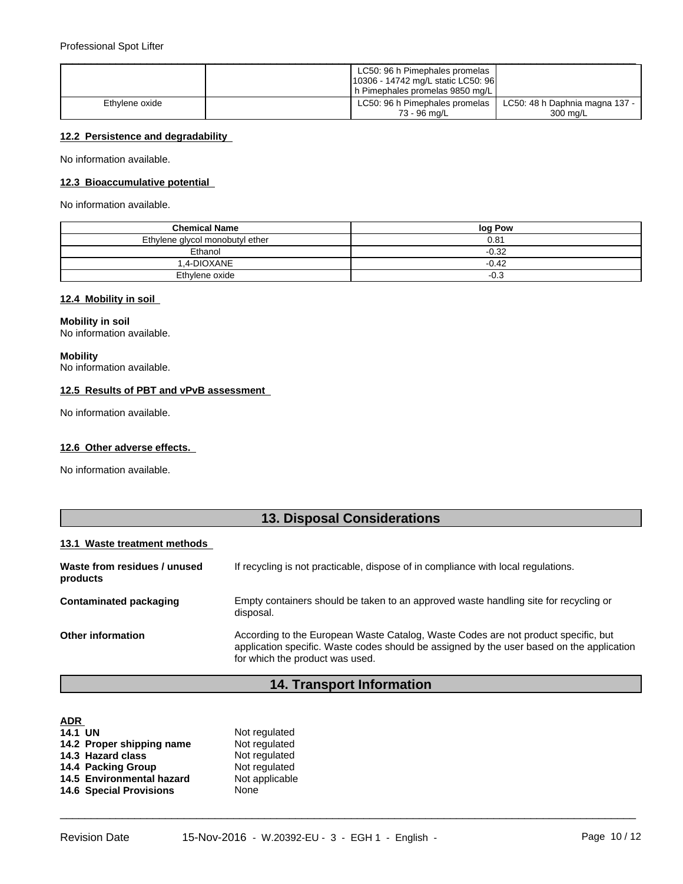| | | LC50: 96 h Pimephales promelas 10306 - 14742 mg/L static LC50: 96 h Pimephales promelas 9850 mg/L | |
|---|---|---|---|
| Ethylene oxide | | LC50: 96 h Pimephales promelas 73 - 96 mg/L | LC50: 48 h Daphnia magna 137 - 300 mg/L |

### 12.2 Persistence and degradability

No information available.

### 12.3 Bioaccumulative potential

No information available.

| Chemical Name | log Pow |
|---|---|
| Ethylene glycol monobutyl ether | 0.81 |
| Ethanol | -0.32 |
| 1,4-DIOXANE | -0.42 |
| Ethylene oxide | -0.3 |

### 12.4 Mobility in soil

**Mobility in soil**
No information available.

**Mobility**
No information available.

### 12.5 Results of PBT and vPvB assessment

No information available.

### 12.6 Other adverse effects.

No information available.

## 13. Disposal Considerations

### 13.1 Waste treatment methods

**Waste from residues / unused products** If recycling is not practicable, dispose of in compliance with local regulations.

**Contaminated packaging** Empty containers should be taken to an approved waste handling site for recycling or disposal.

**Other information** According to the European Waste Catalog, Waste Codes are not product specific, but application specific. Waste codes should be assigned by the user based on the application for which the product was used.

## 14. Transport Information

**ADR**

**14.1 UN** Not regulated
**14.2 Proper shipping name** Not regulated
**14.3 Hazard class** Not regulated
**14.4 Packing Group** Not regulated
**14.5 Environmental hazard** Not applicable
**14.6 Special Provisions** None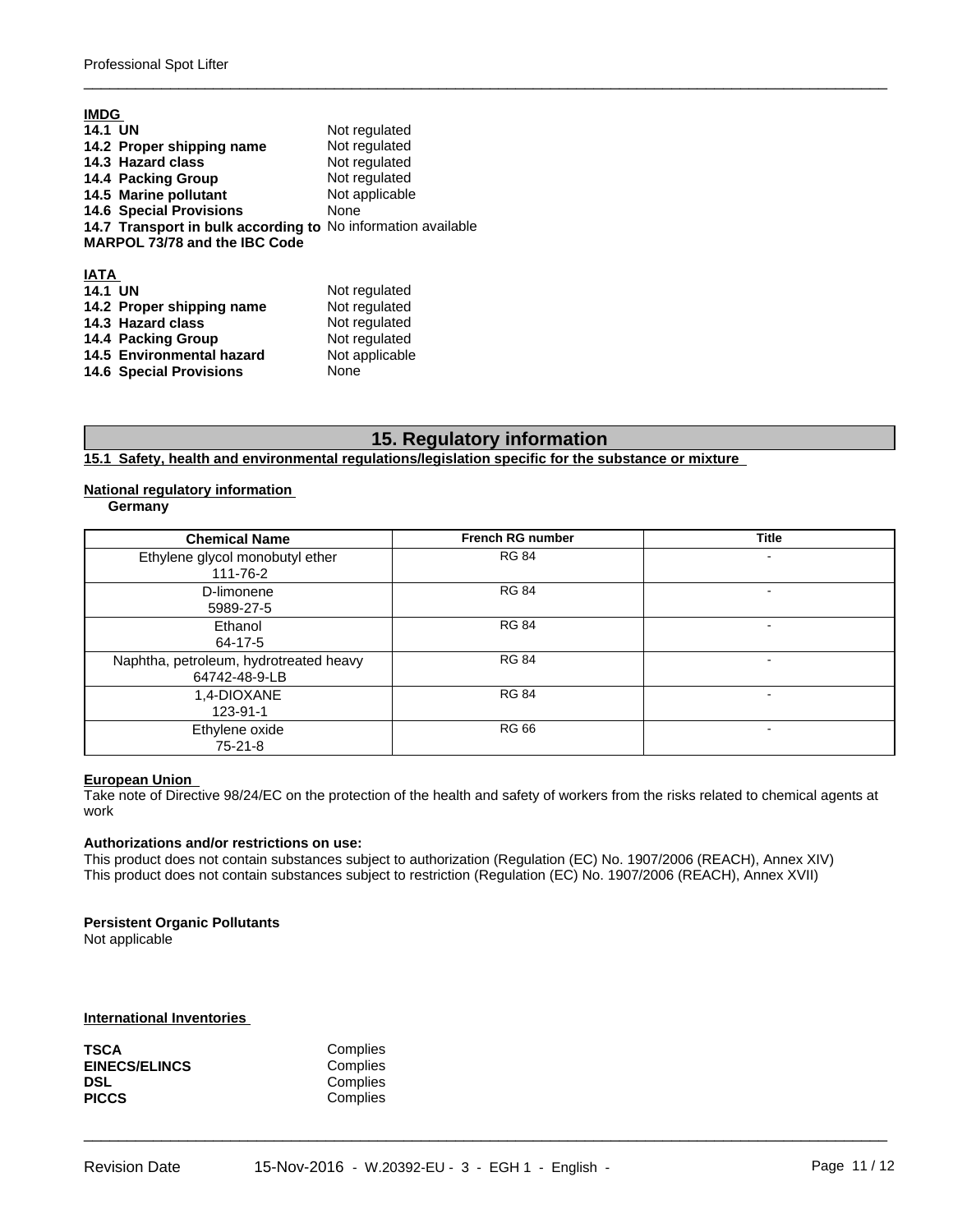**IMDG**

| | |
|---|---|
| **14.1 UN** | Not regulated |
| **14.2 Proper shipping name** | Not regulated |
| **14.3 Hazard class** | Not regulated |
| **14.4 Packing Group** | Not regulated |
| **14.5 Marine pollutant** | Not applicable |
| **14.6 Special Provisions** | None |
| **14.7 Transport in bulk according to MARPOL 73/78 and the IBC Code** | No information available |

**IATA**

| | |
|---|---|
| **14.1 UN** | Not regulated |
| **14.2 Proper shipping name** | Not regulated |
| **14.3 Hazard class** | Not regulated |
| **14.4 Packing Group** | Not regulated |
| **14.5 Environmental hazard** | Not applicable |
| **14.6 Special Provisions** | None |

## 15. Regulatory information

**15.1 Safety, health and environmental regulations/legislation specific for the substance or mixture**

**National regulatory information**

**Germany**

| Chemical Name | French RG number | Title |
|---|---|---|
| Ethylene glycol monobutyl ether<br>111-76-2 | RG 84 | - |
| D-limonene<br>5989-27-5 | RG 84 | - |
| Ethanol<br>64-17-5 | RG 84 | - |
| Naphtha, petroleum, hydrotreated heavy<br>64742-48-9-LB | RG 84 | - |
| 1,4-DIOXANE<br>123-91-1 | RG 84 | - |
| Ethylene oxide<br>75-21-8 | RG 66 | - |

**European Union**

Take note of Directive 98/24/EC on the protection of the health and safety of workers from the risks related to chemical agents at work

**Authorizations and/or restrictions on use:**

This product does not contain substances subject to authorization (Regulation (EC) No. 1907/2006 (REACH), Annex XIV)
This product does not contain substances subject to restriction (Regulation (EC) No. 1907/2006 (REACH), Annex XVII)

**Persistent Organic Pollutants**

Not applicable

**International Inventories**

| | |
|---|---|
| **TSCA** | Complies |
| **EINECS/ELINCS** | Complies |
| **DSL** | Complies |
| **PICCS** | Complies |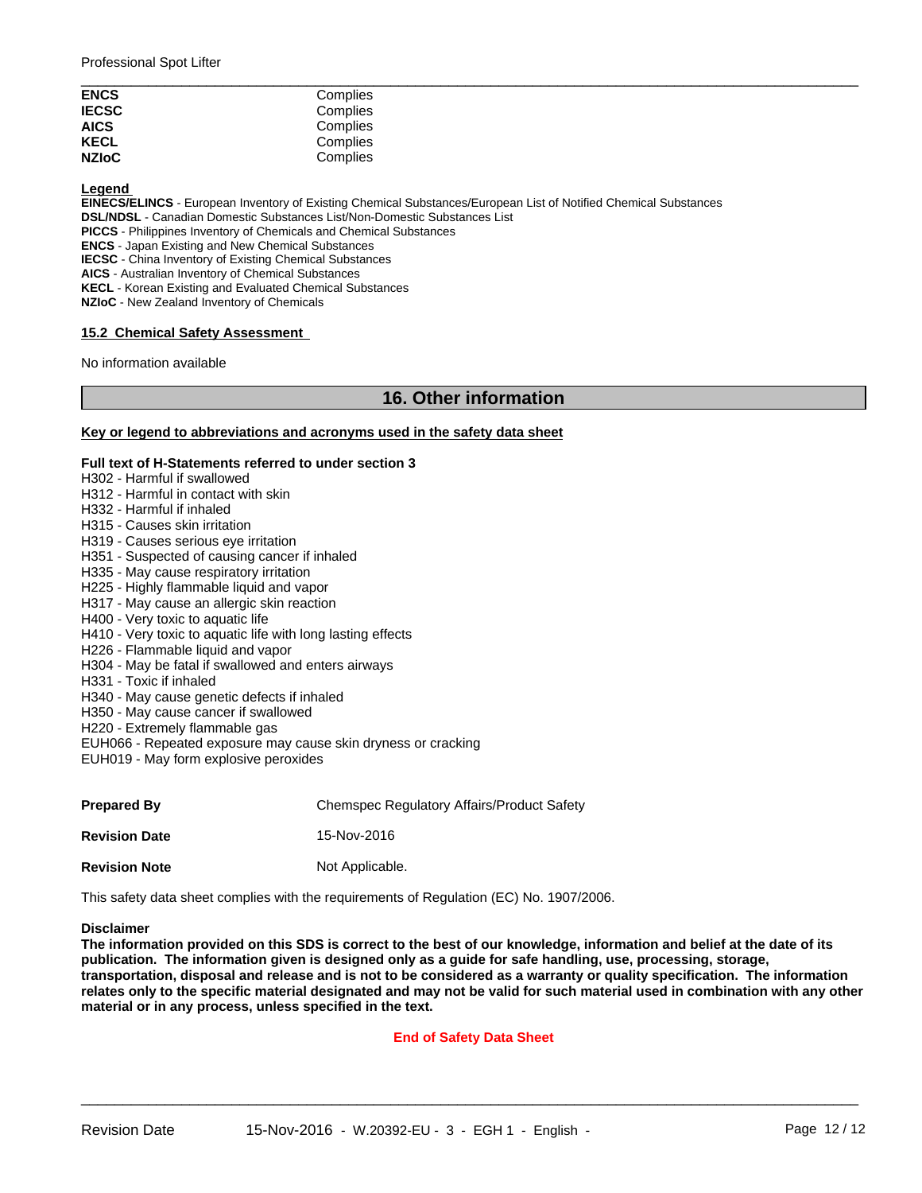| | |
|---|---|
| **ENCS** | Complies |
| **IECSC** | Complies |
| **AICS** | Complies |
| **KECL** | Complies |
| **NZIoC** | Complies |

**Legend**

**EINECS/ELINCS** - European Inventory of Existing Chemical Substances/European List of Notified Chemical Substances
**DSL/NDSL** - Canadian Domestic Substances List/Non-Domestic Substances List
**PICCS** - Philippines Inventory of Chemicals and Chemical Substances
**ENCS** - Japan Existing and New Chemical Substances
**IECSC** - China Inventory of Existing Chemical Substances
**AICS** - Australian Inventory of Chemical Substances
**KECL** - Korean Existing and Evaluated Chemical Substances
**NZIoC** - New Zealand Inventory of Chemicals

**15.2 Chemical Safety Assessment**

No information available

## 16. Other information

**Key or legend to abbreviations and acronyms used in the safety data sheet**

**Full text of H-Statements referred to under section 3**

H302 - Harmful if swallowed
H312 - Harmful in contact with skin
H332 - Harmful if inhaled
H315 - Causes skin irritation
H319 - Causes serious eye irritation
H351 - Suspected of causing cancer if inhaled
H335 - May cause respiratory irritation
H225 - Highly flammable liquid and vapor
H317 - May cause an allergic skin reaction
H400 - Very toxic to aquatic life
H410 - Very toxic to aquatic life with long lasting effects
H226 - Flammable liquid and vapor
H304 - May be fatal if swallowed and enters airways
H331 - Toxic if inhaled
H340 - May cause genetic defects if inhaled
H350 - May cause cancer if swallowed
H220 - Extremely flammable gas
EUH066 - Repeated exposure may cause skin dryness or cracking
EUH019 - May form explosive peroxides

| | |
|---|---|
| **Prepared By** | Chemspec Regulatory Affairs/Product Safety |
| **Revision Date** | 15-Nov-2016 |
| **Revision Note** | Not Applicable. |

This safety data sheet complies with the requirements of Regulation (EC) No. 1907/2006.

**Disclaimer**

**The information provided on this SDS is correct to the best of our knowledge, information and belief at the date of its publication. The information given is designed only as a guide for safe handling, use, processing, storage, transportation, disposal and release and is not to be considered as a warranty or quality specification. The information relates only to the specific material designated and may not be valid for such material used in combination with any other material or in any process, unless specified in the text.**

**End of Safety Data Sheet**